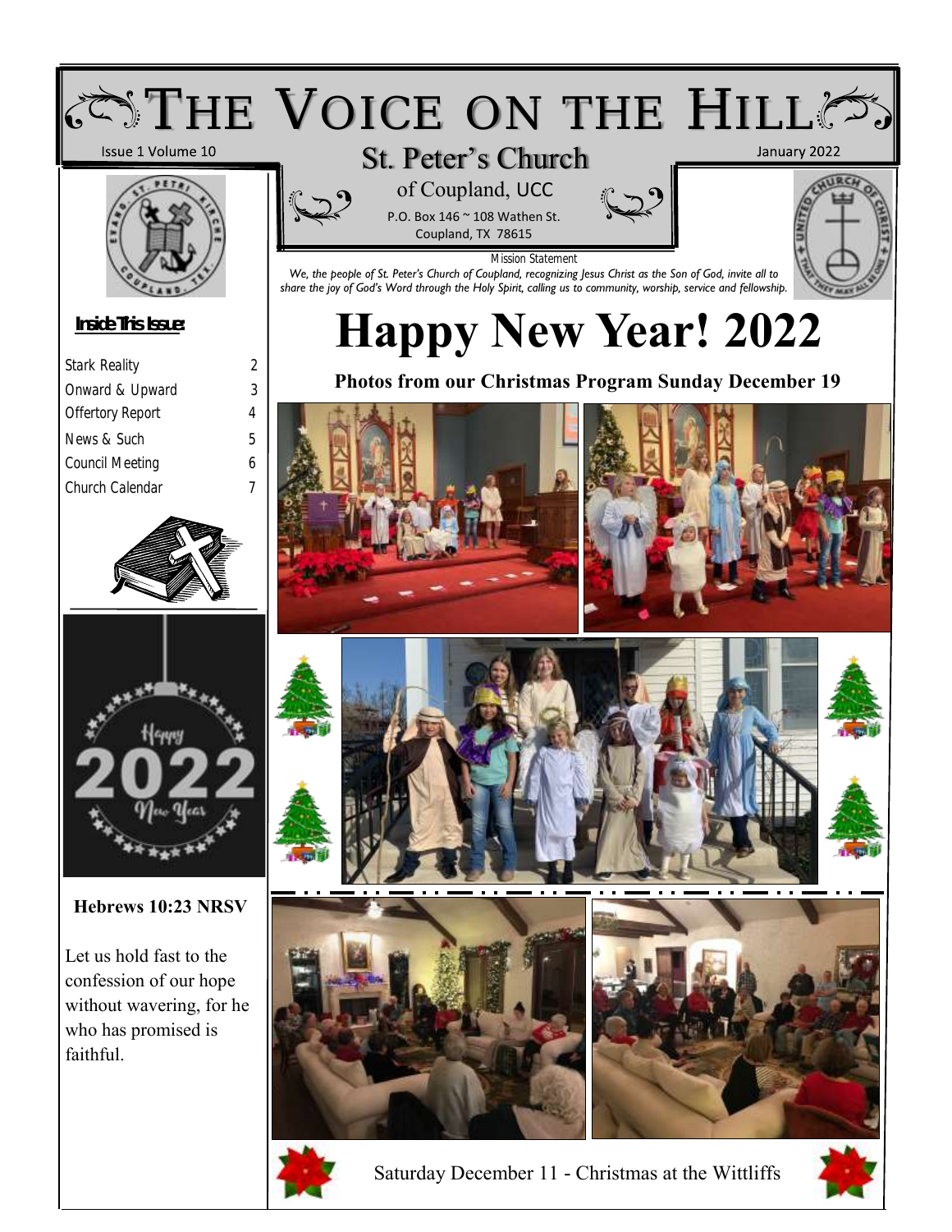# The Voice on the Hill

Issue 1 Volume 10

January 2022

## St. Peter's Church

of Coupland, UCC

P.O. Box 146 ~ 108 Wathen St.
Coupland, TX 78615

Mission Statement

*We, the people of St. Peter's Church of Coupland, recognizing Jesus Christ as the Son of God, invite all to share the joy of God's Word through the Holy Spirit, calling us to community, worship, service and fellowship.*

**Inside This Issue:**

| | |
|---|---|
| Stark Reality | 2 |
| Onward & Upward | 3 |
| Offertory Report | 4 |
| News & Such | 5 |
| Council Meeting | 6 |
| Church Calendar | 7 |

**Hebrews 10:23 NRSV**

Let us hold fast to the confession of our hope without wavering, for he who has promised is faithful.

# Happy New Year! 2022

**Photos from our Christmas Program Sunday December 19**

Saturday December 11 - Christmas at the Wittliffs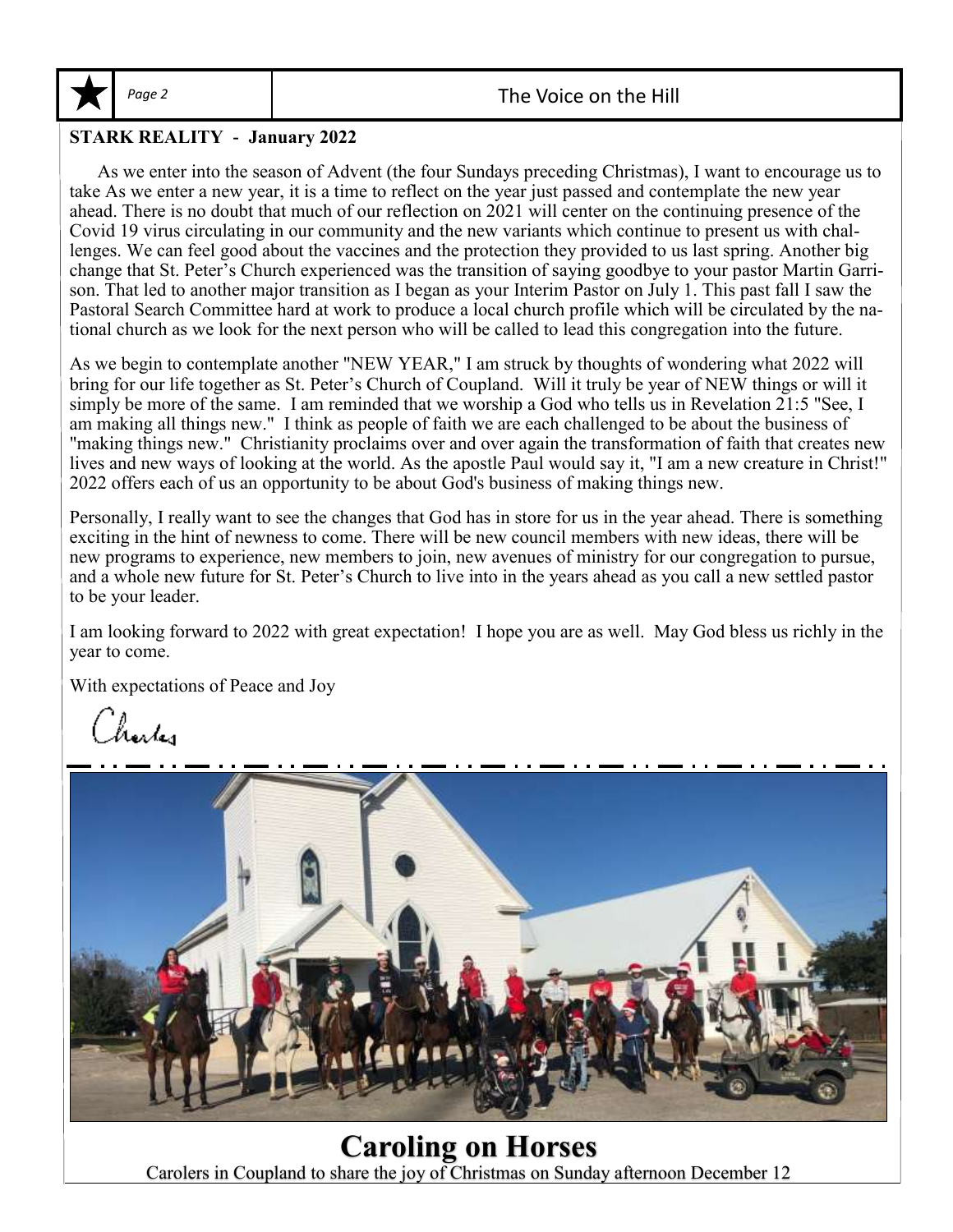## STARK REALITY - January 2022

As we enter into the season of Advent (the four Sundays preceding Christmas), I want to encourage us to take As we enter a new year, it is a time to reflect on the year just passed and contemplate the new year ahead. There is no doubt that much of our reflection on 2021 will center on the continuing presence of the Covid 19 virus circulating in our community and the new variants which continue to present us with challenges. We can feel good about the vaccines and the protection they provided to us last spring. Another big change that St. Peter's Church experienced was the transition of saying goodbye to your pastor Martin Garrison. That led to another major transition as I began as your Interim Pastor on July 1. This past fall I saw the Pastoral Search Committee hard at work to produce a local church profile which will be circulated by the national church as we look for the next person who will be called to lead this congregation into the future.

As we begin to contemplate another "NEW YEAR," I am struck by thoughts of wondering what 2022 will bring for our life together as St. Peter's Church of Coupland. Will it truly be year of NEW things or will it simply be more of the same. I am reminded that we worship a God who tells us in Revelation 21:5 "See, I am making all things new." I think as people of faith we are each challenged to be about the business of "making things new." Christianity proclaims over and over again the transformation of faith that creates new lives and new ways of looking at the world. As the apostle Paul would say it, "I am a new creature in Christ!" 2022 offers each of us an opportunity to be about God's business of making things new.

Personally, I really want to see the changes that God has in store for us in the year ahead. There is something exciting in the hint of newness to come. There will be new council members with new ideas, there will be new programs to experience, new members to join, new avenues of ministry for our congregation to pursue, and a whole new future for St. Peter's Church to live into in the years ahead as you call a new settled pastor to be your leader.

I am looking forward to 2022 with great expectation! I hope you are as well. May God bless us richly in the year to come.

With expectations of Peace and Joy

Charles

## Caroling on Horses

Carolers in Coupland to share the joy of Christmas on Sunday afternoon December 12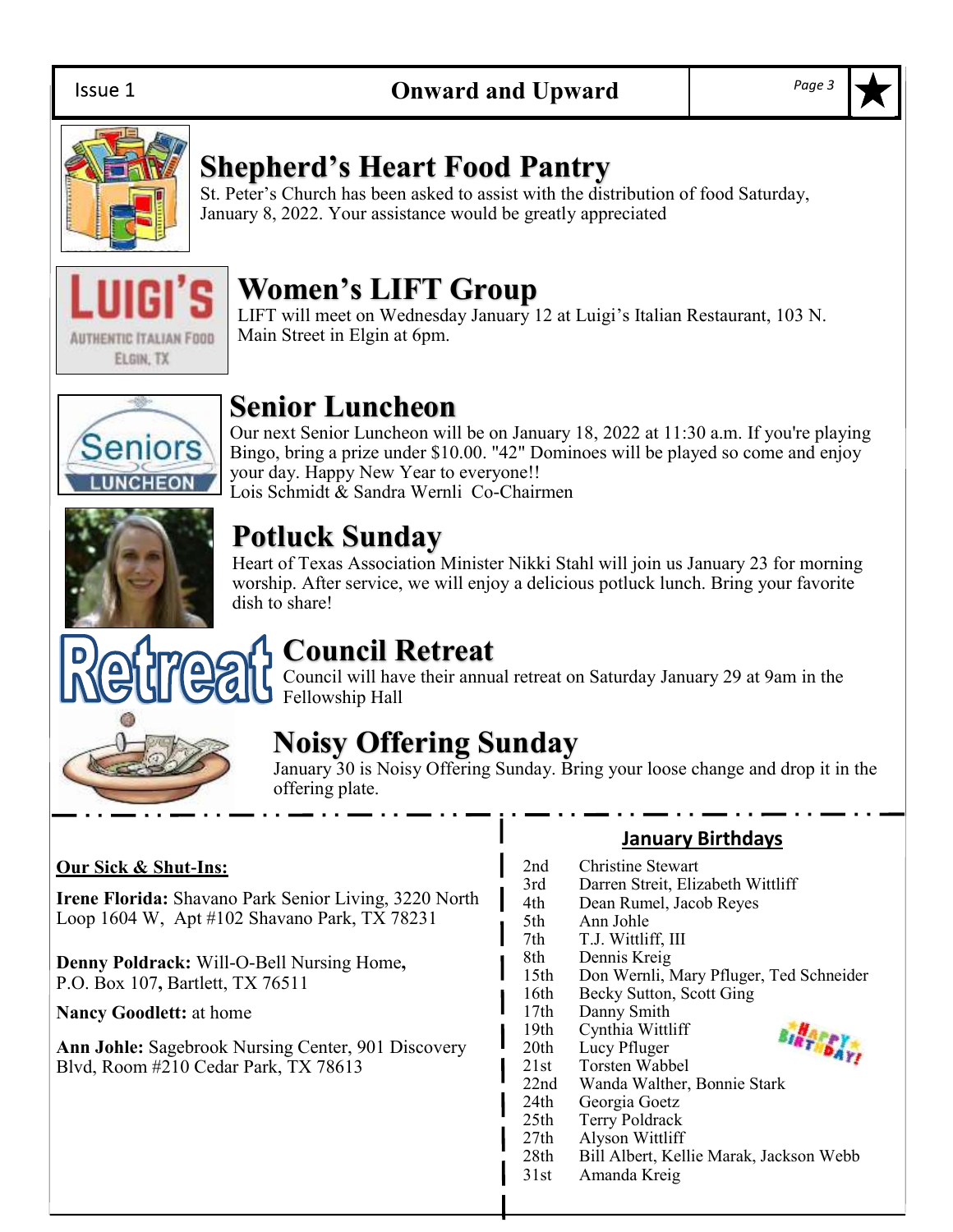## Shepherd's Heart Food Pantry

St. Peter's Church has been asked to assist with the distribution of food Saturday, January 8, 2022. Your assistance would be greatly appreciated

## Women's LIFT Group

LIFT will meet on Wednesday January 12 at Luigi's Italian Restaurant, 103 N. Main Street in Elgin at 6pm.

## Senior Luncheon

Our next Senior Luncheon will be on January 18, 2022 at 11:30 a.m. If you're playing Bingo, bring a prize under $10.00. "42" Dominoes will be played so come and enjoy your day. Happy New Year to everyone!!
Lois Schmidt & Sandra Wernli Co-Chairmen

## Potluck Sunday

Heart of Texas Association Minister Nikki Stahl will join us January 23 for morning worship. After service, we will enjoy a delicious potluck lunch. Bring your favorite dish to share!

## Council Retreat

Council will have their annual retreat on Saturday January 29 at 9am in the Fellowship Hall

## Noisy Offering Sunday

January 30 is Noisy Offering Sunday. Bring your loose change and drop it in the offering plate.

---

**Our Sick & Shut-Ins:**

**Irene Florida:** Shavano Park Senior Living, 3220 North Loop 1604 W, Apt #102 Shavano Park, TX 78231

**Denny Poldrack:** Will-O-Bell Nursing Home, P.O. Box 107, Bartlett, TX 76511

**Nancy Goodlett:** at home

**Ann Johle:** Sagebrook Nursing Center, 901 Discovery Blvd, Room #210 Cedar Park, TX 78613

**January Birthdays**

| | |
|---|---|
| 2nd | Christine Stewart |
| 3rd | Darren Streit, Elizabeth Wittliff |
| 4th | Dean Rumel, Jacob Reyes |
| 5th | Ann Johle |
| 7th | T.J. Wittliff, III |
| 8th | Dennis Kreig |
| 15th | Don Wernli, Mary Pfluger, Ted Schneider |
| 16th | Becky Sutton, Scott Ging |
| 17th | Danny Smith |
| 19th | Cynthia Wittliff |
| 20th | Lucy Pfluger |
| 21st | Torsten Wabbel |
| 22nd | Wanda Walther, Bonnie Stark |
| 24th | Georgia Goetz |
| 25th | Terry Poldrack |
| 27th | Alyson Wittliff |
| 28th | Bill Albert, Kellie Marak, Jackson Webb |
| 31st | Amanda Kreig |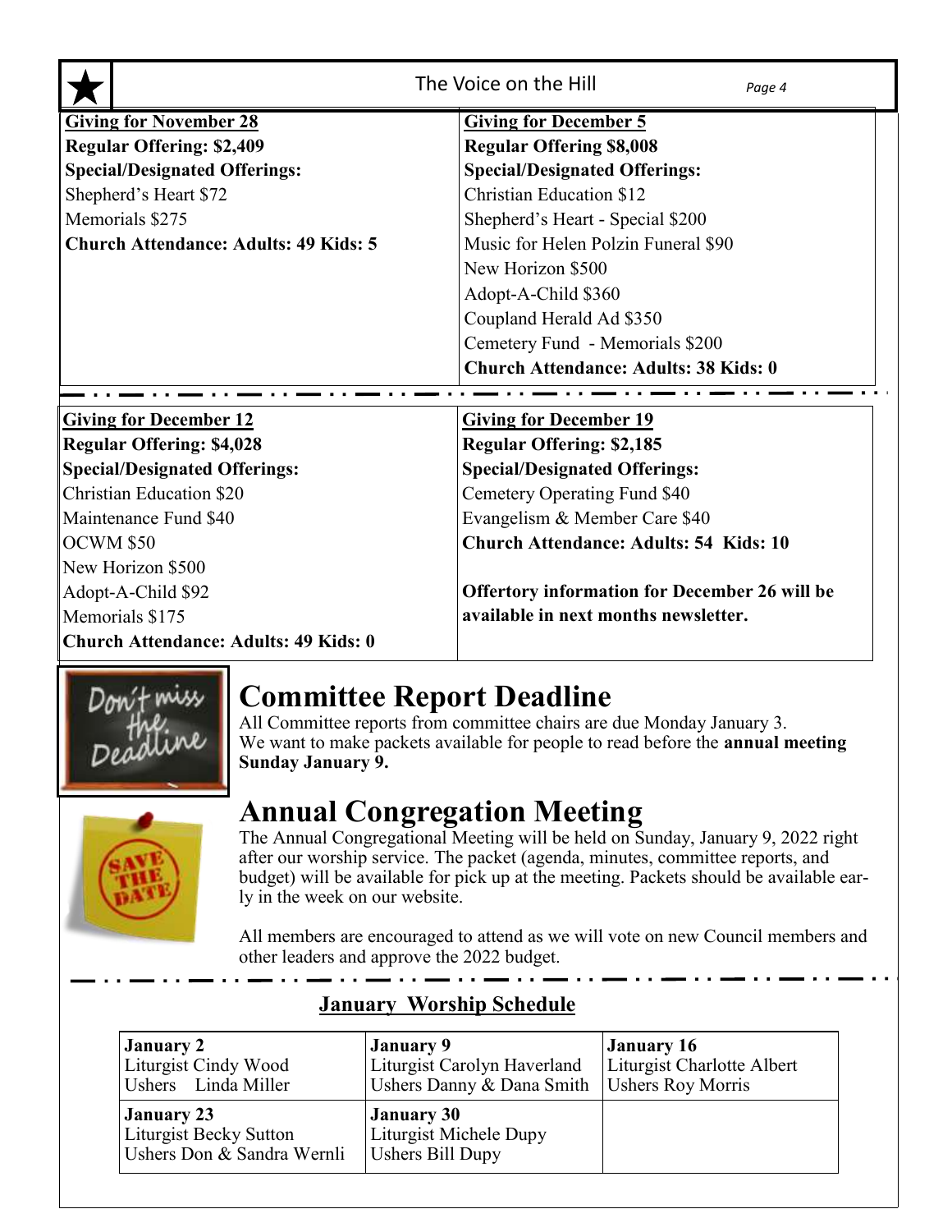**Giving for November 28**
**Regular Offering: $2,409**
**Special/Designated Offerings:**
Shepherd's Heart $72
Memorials $275
**Church Attendance: Adults: 49 Kids: 5**

**Giving for December 5**
**Regular Offering $8,008**
**Special/Designated Offerings:**
Christian Education $12
Shepherd's Heart - Special $200
Music for Helen Polzin Funeral $90
New Horizon $500
Adopt-A-Child $360
Coupland Herald Ad $350
Cemetery Fund - Memorials $200
**Church Attendance: Adults: 38 Kids: 0**

**Giving for December 12**
**Regular Offering: $4,028**
**Special/Designated Offerings:**
Christian Education $20
Maintenance Fund $40
OCWM $50
New Horizon $500
Adopt-A-Child $92
Memorials $175
**Church Attendance: Adults: 49 Kids: 0**

**Giving for December 19**
**Regular Offering: $2,185**
**Special/Designated Offerings:**
Cemetery Operating Fund $40
Evangelism & Member Care $40
**Church Attendance: Adults: 54 Kids: 10**

**Offertory information for December 26 will be available in next months newsletter.**

# Committee Report Deadline

All Committee reports from committee chairs are due Monday January 3. We want to make packets available for people to read before the **annual meeting Sunday January 9.**

# Annual Congregation Meeting

The Annual Congregational Meeting will be held on Sunday, January 9, 2022 right after our worship service. The packet (agenda, minutes, committee reports, and budget) will be available for pick up at the meeting. Packets should be available early in the week on our website.

All members are encouraged to attend as we will vote on new Council members and other leaders and approve the 2022 budget.

## January Worship Schedule

| **January 2**<br>Liturgist Cindy Wood<br>Ushers Linda Miller | **January 9**<br>Liturgist Carolyn Haverland<br>Ushers Danny & Dana Smith | **January 16**<br>Liturgist Charlotte Albert<br>Ushers Roy Morris |
|---|---|---|
| **January 23**<br>Liturgist Becky Sutton<br>Ushers Don & Sandra Wernli | **January 30**<br>Liturgist Michele Dupy<br>Ushers Bill Dupy | |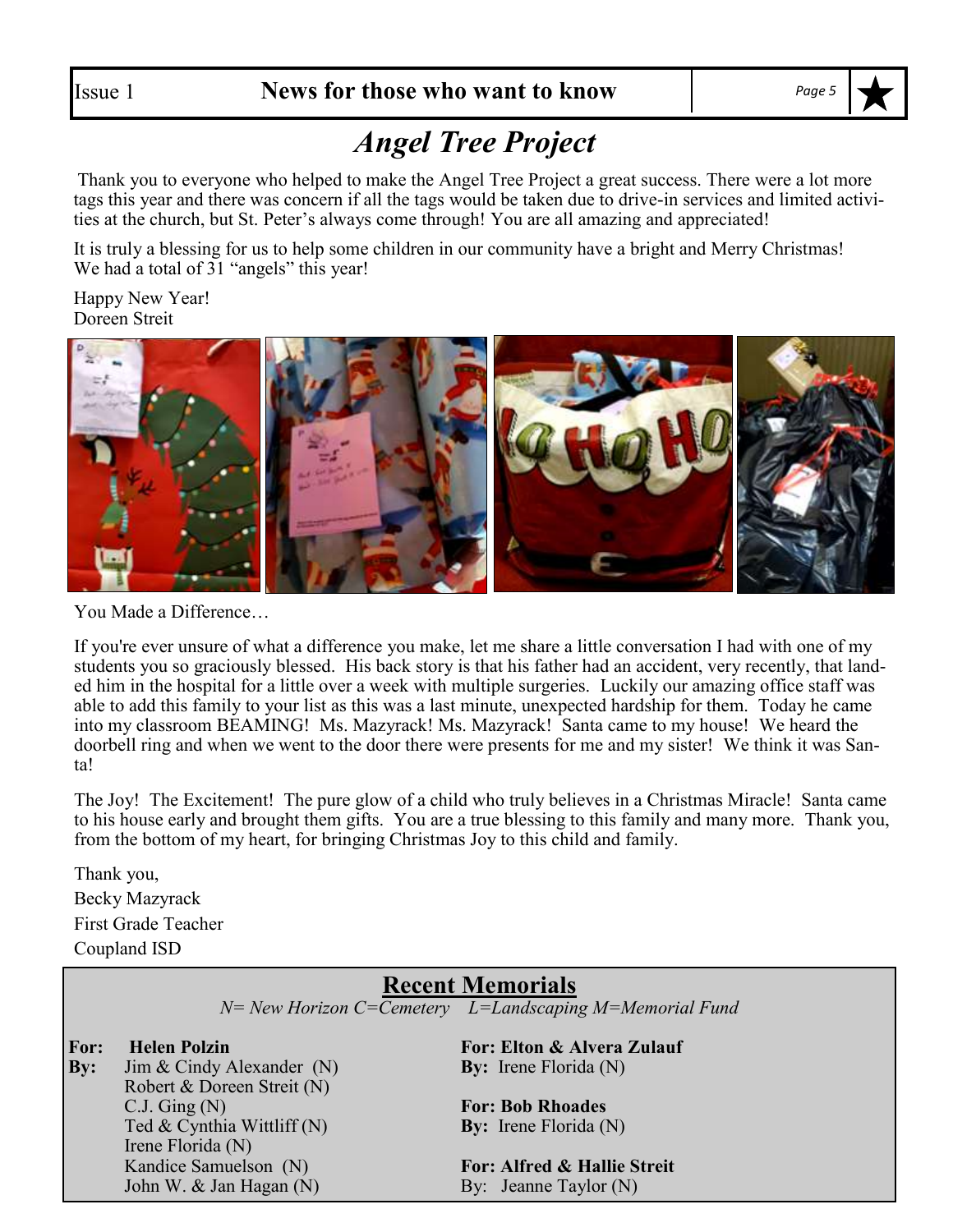# Angel Tree Project

Thank you to everyone who helped to make the Angel Tree Project a great success. There were a lot more tags this year and there was concern if all the tags would be taken due to drive-in services and limited activities at the church, but St. Peter's always come through! You are all amazing and appreciated!

It is truly a blessing for us to help some children in our community have a bright and Merry Christmas! We had a total of 31 "angels" this year!

Happy New Year!
Doreen Streit

You Made a Difference…

If you're ever unsure of what a difference you make, let me share a little conversation I had with one of my students you so graciously blessed. His back story is that his father had an accident, very recently, that landed him in the hospital for a little over a week with multiple surgeries. Luckily our amazing office staff was able to add this family to your list as this was a last minute, unexpected hardship for them. Today he came into my classroom BEAMING! Ms. Mazyrack! Ms. Mazyrack! Santa came to my house! We heard the doorbell ring and when we went to the door there were presents for me and my sister! We think it was Santa!

The Joy! The Excitement! The pure glow of a child who truly believes in a Christmas Miracle! Santa came to his house early and brought them gifts. You are a true blessing to this family and many more. Thank you, from the bottom of my heart, for bringing Christmas Joy to this child and family.

Thank you,
Becky Mazyrack
First Grade Teacher
Coupland ISD

## Recent Memorials

*N= New Horizon C=Cemetery L=Landscaping M=Memorial Fund*

**For: Helen Polzin**
**By:** Jim & Cindy Alexander (N)
Robert & Doreen Streit (N)
C.J. Ging (N)
Ted & Cynthia Wittliff (N)
Irene Florida (N)
Kandice Samuelson (N)
John W. & Jan Hagan (N)

**For: Elton & Alvera Zulauf**
**By:** Irene Florida (N)

**For: Bob Rhoades**
**By:** Irene Florida (N)

**For: Alfred & Hallie Streit**
By: Jeanne Taylor (N)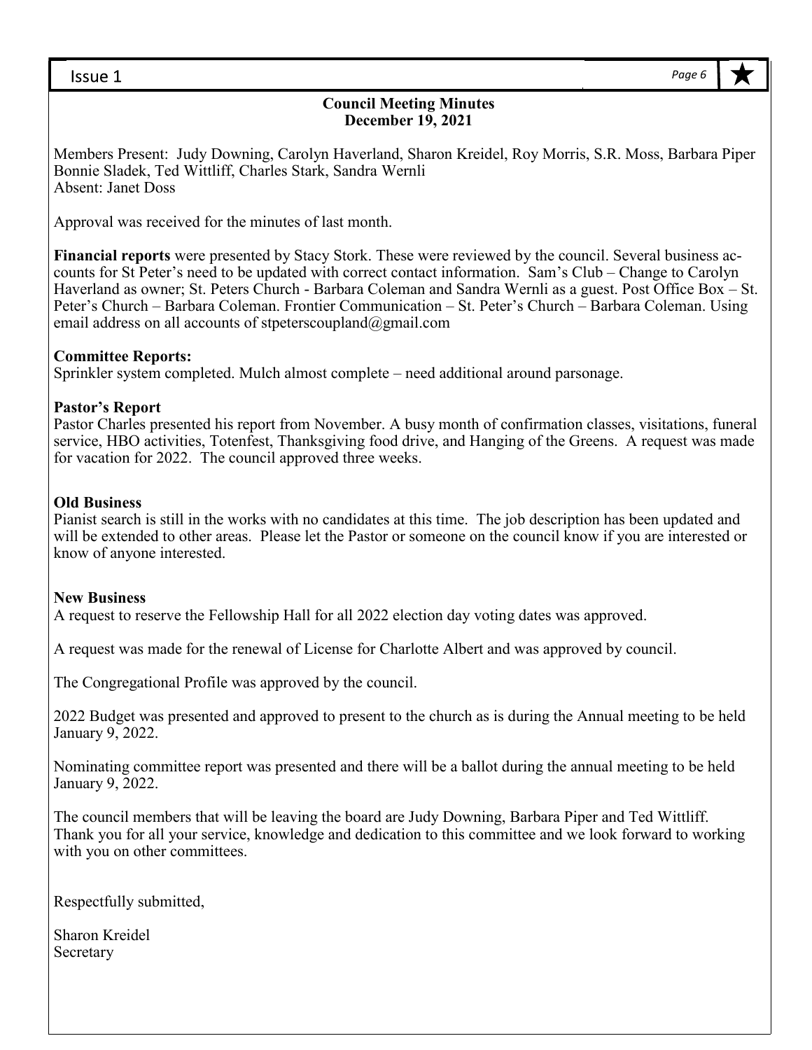## Council Meeting Minutes
### December 19, 2021

Members Present: Judy Downing, Carolyn Haverland, Sharon Kreidel, Roy Morris, S.R. Moss, Barbara Piper Bonnie Sladek, Ted Wittliff, Charles Stark, Sandra Wernli
Absent: Janet Doss

Approval was received for the minutes of last month.

**Financial reports** were presented by Stacy Stork. These were reviewed by the council. Several business accounts for St Peter's need to be updated with correct contact information. Sam's Club – Change to Carolyn Haverland as owner; St. Peters Church - Barbara Coleman and Sandra Wernli as a guest. Post Office Box – St. Peter's Church – Barbara Coleman. Frontier Communication – St. Peter's Church – Barbara Coleman. Using email address on all accounts of stpeterscoupland@gmail.com

**Committee Reports:**
Sprinkler system completed. Mulch almost complete – need additional around parsonage.

**Pastor's Report**
Pastor Charles presented his report from November. A busy month of confirmation classes, visitations, funeral service, HBO activities, Totenfest, Thanksgiving food drive, and Hanging of the Greens. A request was made for vacation for 2022. The council approved three weeks.

**Old Business**
Pianist search is still in the works with no candidates at this time. The job description has been updated and will be extended to other areas. Please let the Pastor or someone on the council know if you are interested or know of anyone interested.

**New Business**
A request to reserve the Fellowship Hall for all 2022 election day voting dates was approved.

A request was made for the renewal of License for Charlotte Albert and was approved by council.

The Congregational Profile was approved by the council.

2022 Budget was presented and approved to present to the church as is during the Annual meeting to be held January 9, 2022.

Nominating committee report was presented and there will be a ballot during the annual meeting to be held January 9, 2022.

The council members that will be leaving the board are Judy Downing, Barbara Piper and Ted Wittliff. Thank you for all your service, knowledge and dedication to this committee and we look forward to working with you on other committees.

Respectfully submitted,

Sharon Kreidel
Secretary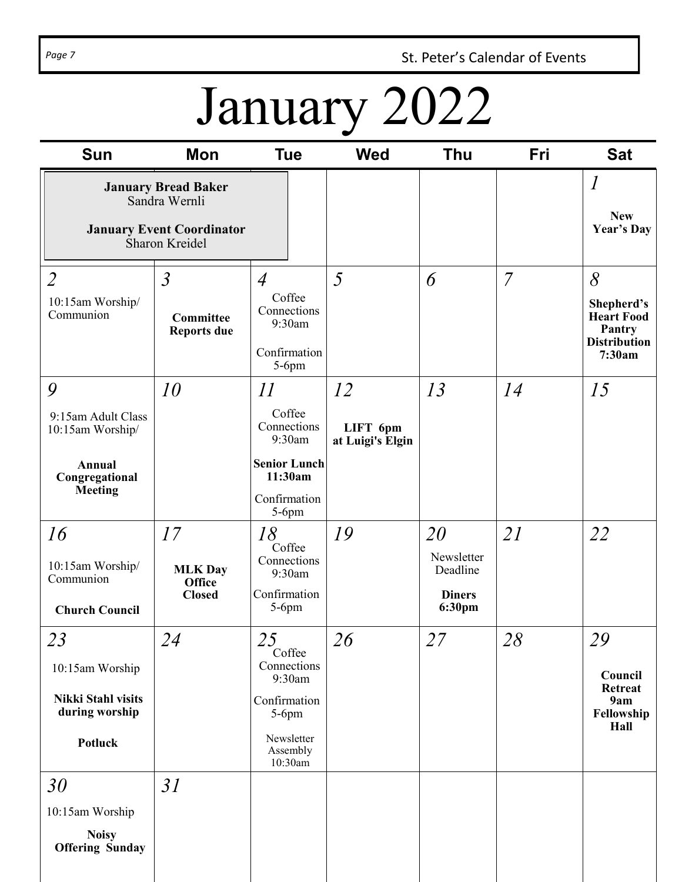# January 2022

| Sun | Mon | Tue | Wed | Thu | Fri | Sat |
|---|---|---|---|---|---|---|
| **January Bread Baker** Sandra Wernli<br>**January Event Coordinator** Sharon Kreidel | | | | | | *1*<br>**New Year's Day** |
| *2*<br>10:15am Worship/ Communion | *3*<br>**Committee Reports due** | *4*<br>Coffee Connections 9:30am<br>Confirmation 5-6pm | *5* | *6* | *7* | *8*<br>**Shepherd's Heart Food Pantry Distribution 7:30am** |
| *9*<br>9:15am Adult Class<br>10:15am Worship/<br>**Annual Congregational Meeting** | *10* | *11*<br>Coffee Connections 9:30am<br>**Senior Lunch 11:30am**<br>Confirmation 5-6pm | *12*<br>**LIFT 6pm at Luigi's Elgin** | *13* | *14* | *15* |
| *16*<br>10:15am Worship/ Communion<br>**Church Council** | *17*<br>**MLK Day Office Closed** | *18*<br>Coffee Connections 9:30am<br>Confirmation 5-6pm | *19* | *20*<br>Newsletter Deadline<br>**Diners 6:30pm** | *21* | *22* |
| *23*<br>10:15am Worship<br>**Nikki Stahl visits during worship**<br>**Potluck** | *24* | *25*<br>Coffee Connections 9:30am<br>Confirmation 5-6pm<br>Newsletter Assembly 10:30am | *26* | *27* | *28* | *29*<br>**Council Retreat 9am Fellowship Hall** |
| *30*<br>10:15am Worship<br>**Noisy Offering Sunday** | *31* | | | | | |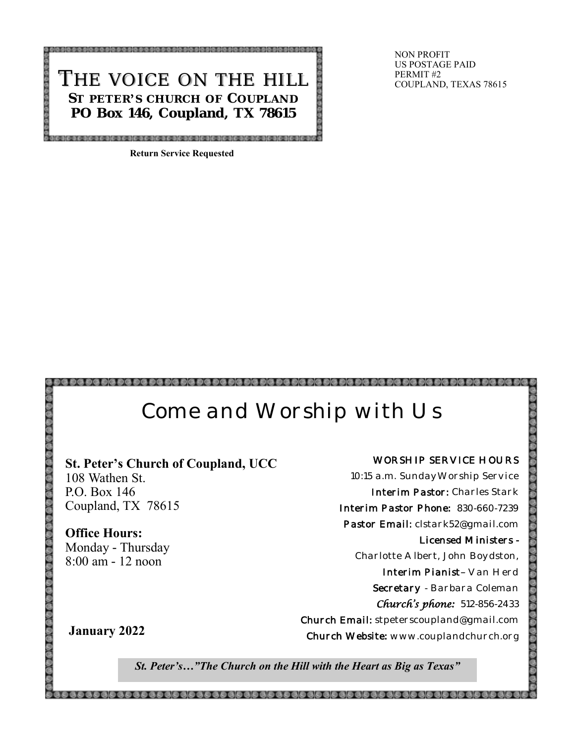# THE VOICE ON THE HILL

**ST PETER'S CHURCH OF COUPLAND**
**PO Box 146, Coupland, TX 78615**

**Return Service Requested**

NON PROFIT
US POSTAGE PAID
PERMIT #2
COUPLAND, TEXAS 78615

## Come and Worship with Us

**St. Peter's Church of Coupland, UCC**
108 Wathen St.
P.O. Box 146
Coupland, TX 78615

**Office Hours:**
Monday - Thursday
8:00 am - 12 noon

**January 2022**

**WORSHIP SERVICE HOURS**
10:15 a.m. Sunday Worship Service
**Interim Pastor:** Charles Stark
**Interim Pastor Phone:** 830-660-7239
**Pastor Email:** clstark52@gmail.com
**Licensed Ministers -**
Charlotte Albert, John Boydston,
**Interim Pianist** – Van Herd
**Secretary** - Barbara Coleman
***Church's phone:*** 512-856-2433
**Church Email:** stpeterscoupland@gmail.com
**Church Website:** www.couplandchurch.org

***St. Peter's…"The Church on the Hill with the Heart as Big as Texas"***